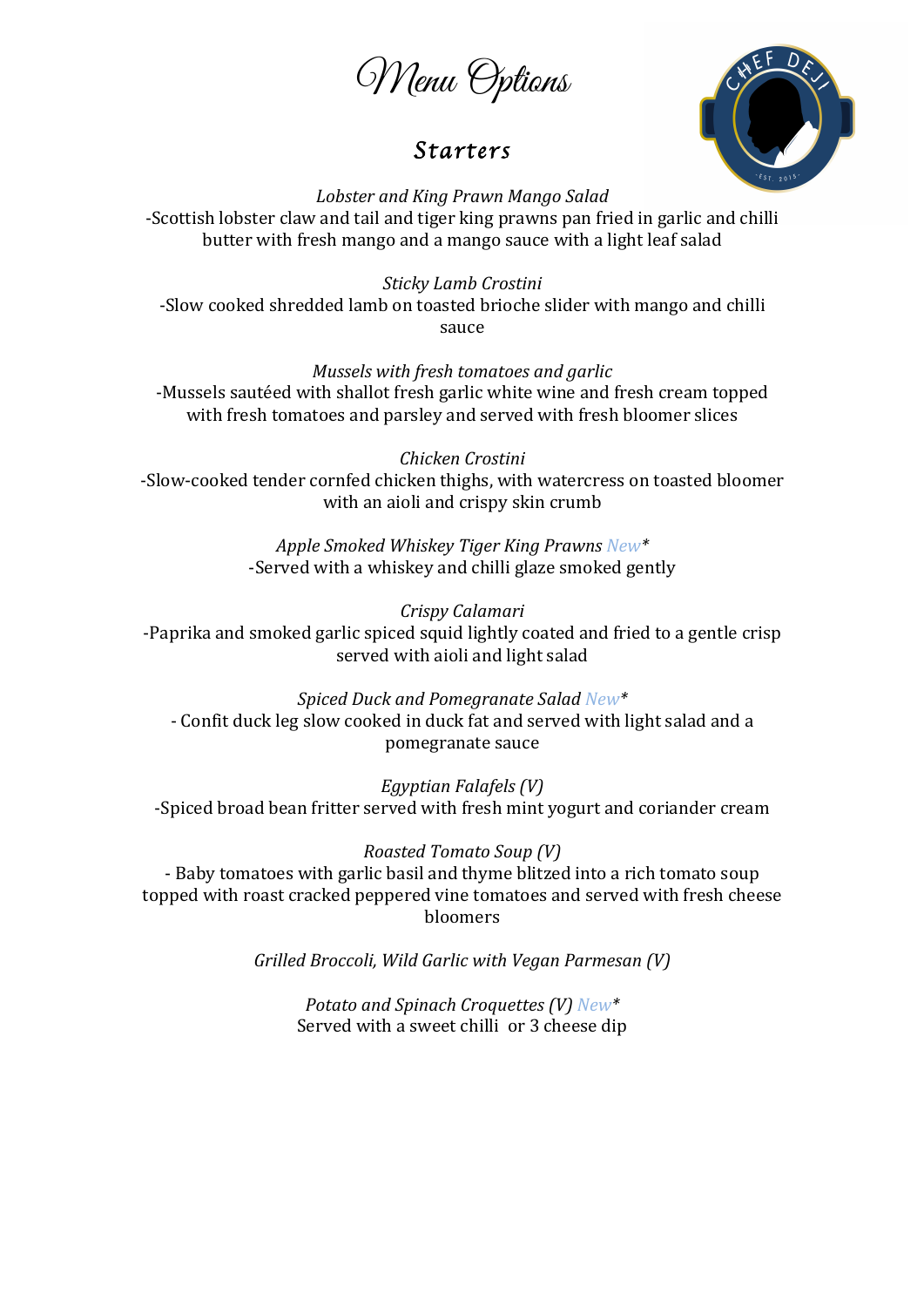# Menu Options

## Starters

*Lobster and King Prawn Mango Salad*
-Scottish lobster claw and tail and tiger king prawns pan fried in garlic and chilli butter with fresh mango and a mango sauce with a light leaf salad

*Sticky Lamb Crostini*
-Slow cooked shredded lamb on toasted brioche slider with mango and chilli sauce

*Mussels with fresh tomatoes and garlic*
-Mussels sautéed with shallot fresh garlic white wine and fresh cream topped with fresh tomatoes and parsley and served with fresh bloomer slices

*Chicken Crostini*
-Slow-cooked tender cornfed chicken thighs, with watercress on toasted bloomer with an aioli and crispy skin crumb

*Apple Smoked Whiskey Tiger King Prawns New**
-Served with a whiskey and chilli glaze smoked gently

*Crispy Calamari*
-Paprika and smoked garlic spiced squid lightly coated and fried to a gentle crisp served with aioli and light salad

*Spiced Duck and Pomegranate Salad New**
- Confit duck leg slow cooked in duck fat and served with light salad and a pomegranate sauce

*Egyptian Falafels (V)*
-Spiced broad bean fritter served with fresh mint yogurt and coriander cream

*Roasted Tomato Soup (V)*
- Baby tomatoes with garlic basil and thyme blitzed into a rich tomato soup topped with roast cracked peppered vine tomatoes and served with fresh cheese bloomers

*Grilled Broccoli, Wild Garlic with Vegan Parmesan (V)*

*Potato and Spinach Croquettes (V) New**
Served with a sweet chilli or 3 cheese dip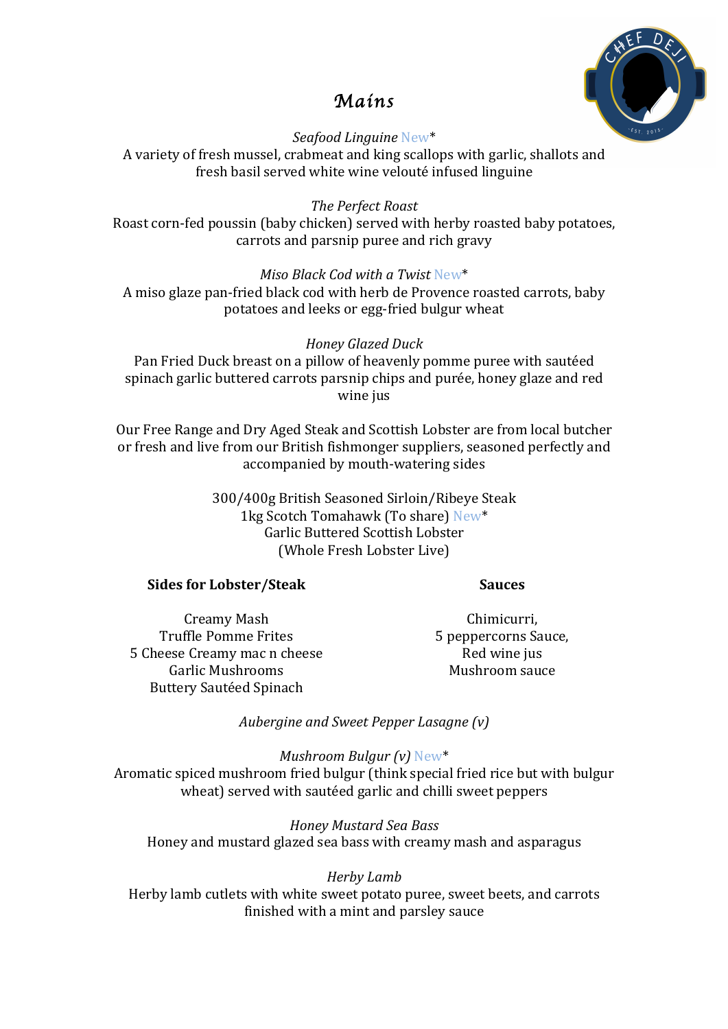# *Mains*

*Seafood Linguine* New*
A variety of fresh mussel, crabmeat and king scallops with garlic, shallots and fresh basil served white wine velouté infused linguine

*The Perfect Roast*
Roast corn-fed poussin (baby chicken) served with herby roasted baby potatoes, carrots and parsnip puree and rich gravy

*Miso Black Cod with a Twist* New*
A miso glaze pan-fried black cod with herb de Provence roasted carrots, baby potatoes and leeks or egg-fried bulgur wheat

*Honey Glazed Duck*
Pan Fried Duck breast on a pillow of heavenly pomme puree with sautéed spinach garlic buttered carrots parsnip chips and purée, honey glaze and red wine jus

Our Free Range and Dry Aged Steak and Scottish Lobster are from local butcher or fresh and live from our British fishmonger suppliers, seasoned perfectly and accompanied by mouth-watering sides

300/400g British Seasoned Sirloin/Ribeye Steak
1kg Scotch Tomahawk (To share) New*
Garlic Buttered Scottish Lobster
(Whole Fresh Lobster Live)

**Sides for Lobster/Steak**

Creamy Mash
Truffle Pomme Frites
5 Cheese Creamy mac n cheese
Garlic Mushrooms
Buttery Sautéed Spinach

**Sauces**

Chimicurri,
5 peppercorns Sauce,
Red wine jus
Mushroom sauce

*Aubergine and Sweet Pepper Lasagne (v)*

*Mushroom Bulgur (v)* New*
Aromatic spiced mushroom fried bulgur (think special fried rice but with bulgur wheat) served with sautéed garlic and chilli sweet peppers

*Honey Mustard Sea Bass*
Honey and mustard glazed sea bass with creamy mash and asparagus

*Herby Lamb*
Herby lamb cutlets with white sweet potato puree, sweet beets, and carrots finished with a mint and parsley sauce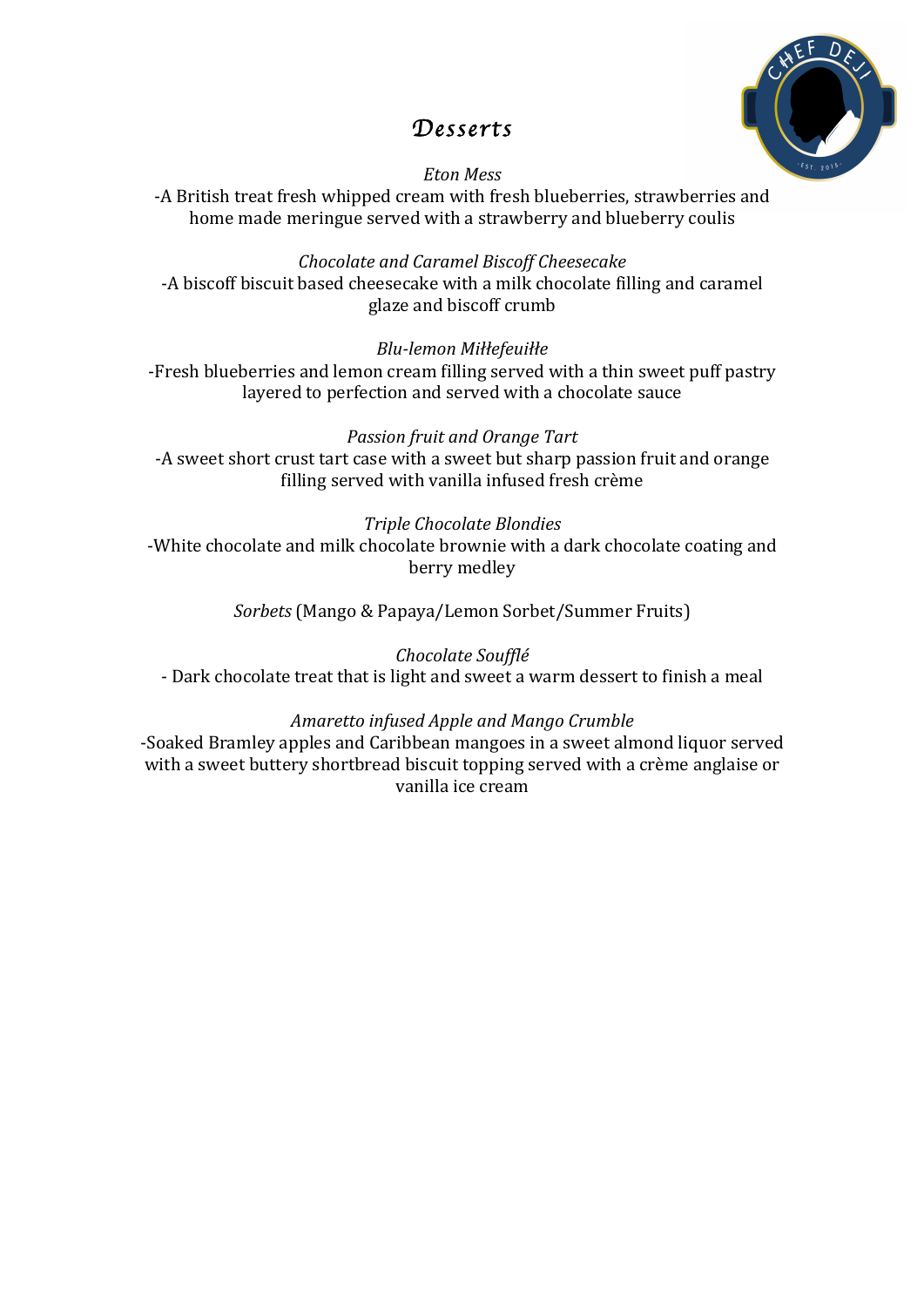# Desserts

*Eton Mess*
-A British treat fresh whipped cream with fresh blueberries, strawberries and home made meringue served with a strawberry and blueberry coulis

*Chocolate and Caramel Biscoff Cheesecake*
-A biscoff biscuit based cheesecake with a milk chocolate filling and caramel glaze and biscoff crumb

*Blu-lemon Millefeuille*
-Fresh blueberries and lemon cream filling served with a thin sweet puff pastry layered to perfection and served with a chocolate sauce

*Passion fruit and Orange Tart*
-A sweet short crust tart case with a sweet but sharp passion fruit and orange filling served with vanilla infused fresh crème

*Triple Chocolate Blondies*
-White chocolate and milk chocolate brownie with a dark chocolate coating and berry medley

*Sorbets* (Mango & Papaya/Lemon Sorbet/Summer Fruits)

*Chocolate Soufflé*
- Dark chocolate treat that is light and sweet a warm dessert to finish a meal

*Amaretto infused Apple and Mango Crumble*
-Soaked Bramley apples and Caribbean mangoes in a sweet almond liquor served with a sweet buttery shortbread biscuit topping served with a crème anglaise or vanilla ice cream